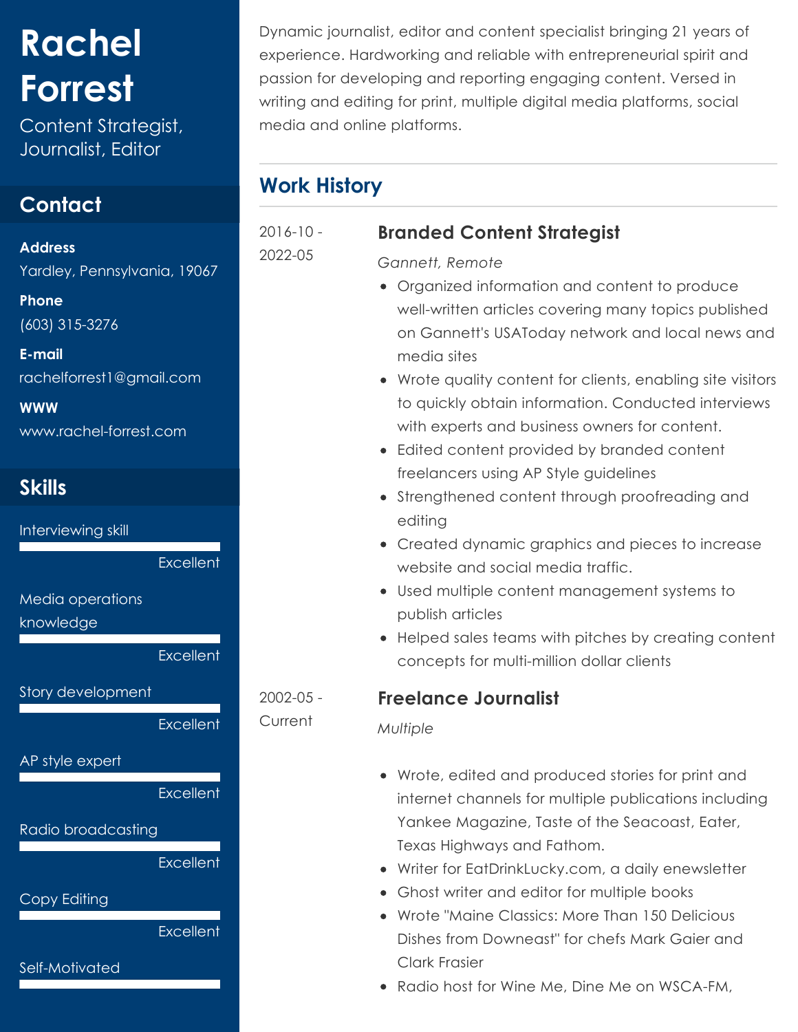# Rachel Forrest

Content Strategist, Journalist, Editor

## Contact

**Address**

Yardley, Pennsylvania, 19067

**Phone**

(603) 315-3276

**E-mail**

rachelforrest1@gmail.com

**WWW**

www.rachel-forrest.com

## Skills

Interviewing skill — Excellent

Media operations knowledge — Excellent

Story development — Excellent

AP style expert — Excellent

Radio broadcasting — Excellent

Copy Editing — Excellent

Self-Motivated

Dynamic journalist, editor and content specialist bringing 21 years of experience. Hardworking and reliable with entrepreneurial spirit and passion for developing and reporting engaging content. Versed in writing and editing for print, multiple digital media platforms, social media and online platforms.

## Work History

### Branded Content Strategist

2016-10 - 2022-05

*Gannett, Remote*

- Organized information and content to produce well-written articles covering many topics published on Gannett's USAToday network and local news and media sites
- Wrote quality content for clients, enabling site visitors to quickly obtain information. Conducted interviews with experts and business owners for content.
- Edited content provided by branded content freelancers using AP Style guidelines
- Strengthened content through proofreading and editing
- Created dynamic graphics and pieces to increase website and social media traffic.
- Used multiple content management systems to publish articles
- Helped sales teams with pitches by creating content concepts for multi-million dollar clients

### Freelance Journalist

2002-05 - Current

*Multiple*

- Wrote, edited and produced stories for print and internet channels for multiple publications including Yankee Magazine, Taste of the Seacoast, Eater, Texas Highways and Fathom.
- Writer for EatDrinkLucky.com, a daily enewsletter
- Ghost writer and editor for multiple books
- Wrote "Maine Classics: More Than 150 Delicious Dishes from Downeast" for chefs Mark Gaier and Clark Frasier
- Radio host for Wine Me, Dine Me on WSCA-FM,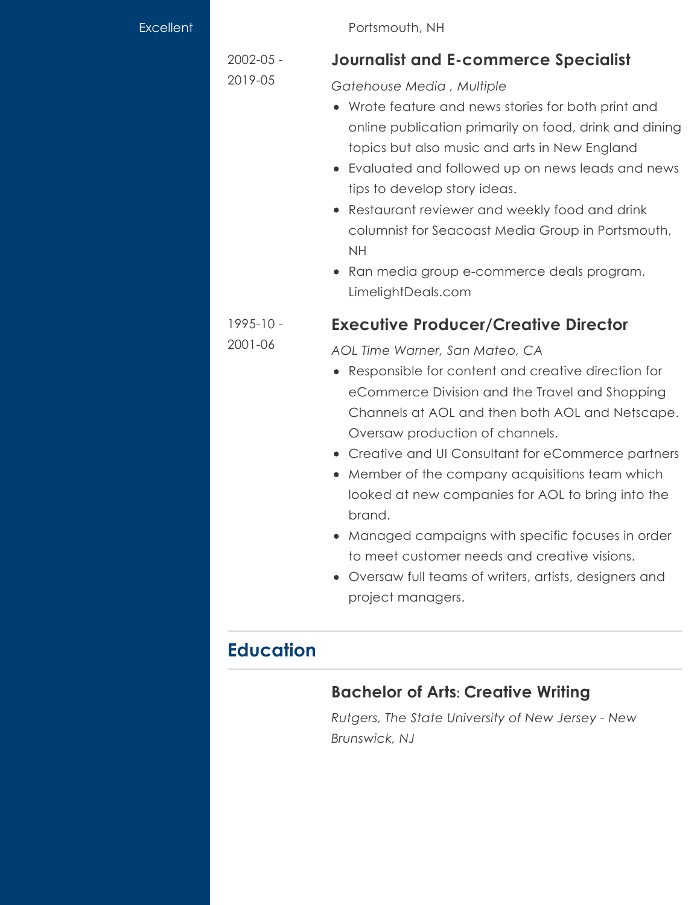Excellent

Portsmouth, NH

2002-05 - 2019-05

### Journalist and E-commerce Specialist

*Gatehouse Media , Multiple*

- Wrote feature and news stories for both print and online publication primarily on food, drink and dining topics but also music and arts in New England
- Evaluated and followed up on news leads and news tips to develop story ideas.
- Restaurant reviewer and weekly food and drink columnist for Seacoast Media Group in Portsmouth, NH
- Ran media group e-commerce deals program, LimelightDeals.com

1995-10 - 2001-06

### Executive Producer/Creative Director

*AOL Time Warner, San Mateo, CA*

- Responsible for content and creative direction for eCommerce Division and the Travel and Shopping Channels at AOL and then both AOL and Netscape. Oversaw production of channels.
- Creative and UI Consultant for eCommerce partners
- Member of the company acquisitions team which looked at new companies for AOL to bring into the brand.
- Managed campaigns with specific focuses in order to meet customer needs and creative visions.
- Oversaw full teams of writers, artists, designers and project managers.

## Education

### Bachelor of Arts: Creative Writing

*Rutgers, The State University of New Jersey - New Brunswick, NJ*